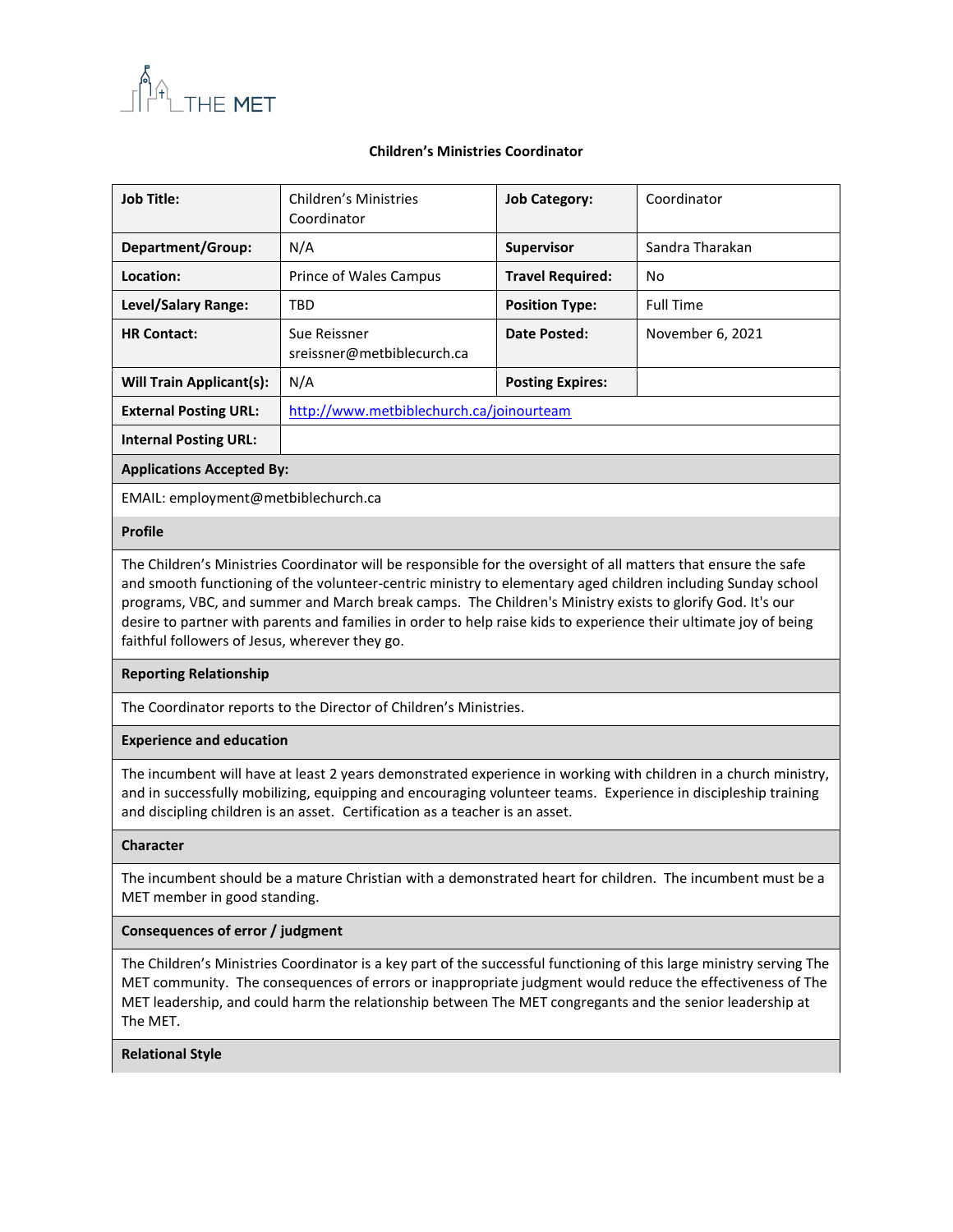THE MET

**Children's Ministries Coordinator**

| **Job Title:** | Children's Ministries Coordinator | **Job Category:** | Coordinator |
|---|---|---|---|
| **Department/Group:** | N/A | **Supervisor** | Sandra Tharakan |
| **Location:** | Prince of Wales Campus | **Travel Required:** | No |
| **Level/Salary Range:** | TBD | **Position Type:** | Full Time |
| **HR Contact:** | Sue Reissner sreissner@metbiblecurch.ca | **Date Posted:** | November 6, 2021 |
| **Will Train Applicant(s):** | N/A | **Posting Expires:** | |
| **External Posting URL:** | http://www.metbiblechurch.ca/joinourteam | | |
| **Internal Posting URL:** | | | |

**Applications Accepted By:**

EMAIL: employment@metbiblechurch.ca

**Profile**

The Children's Ministries Coordinator will be responsible for the oversight of all matters that ensure the safe and smooth functioning of the volunteer-centric ministry to elementary aged children including Sunday school programs, VBC, and summer and March break camps. The Children's Ministry exists to glorify God. It's our desire to partner with parents and families in order to help raise kids to experience their ultimate joy of being faithful followers of Jesus, wherever they go.

**Reporting Relationship**

The Coordinator reports to the Director of Children's Ministries.

**Experience and education**

The incumbent will have at least 2 years demonstrated experience in working with children in a church ministry, and in successfully mobilizing, equipping and encouraging volunteer teams. Experience in discipleship training and discipling children is an asset. Certification as a teacher is an asset.

**Character**

The incumbent should be a mature Christian with a demonstrated heart for children. The incumbent must be a MET member in good standing.

**Consequences of error / judgment**

The Children's Ministries Coordinator is a key part of the successful functioning of this large ministry serving The MET community. The consequences of errors or inappropriate judgment would reduce the effectiveness of The MET leadership, and could harm the relationship between The MET congregants and the senior leadership at The MET.

**Relational Style**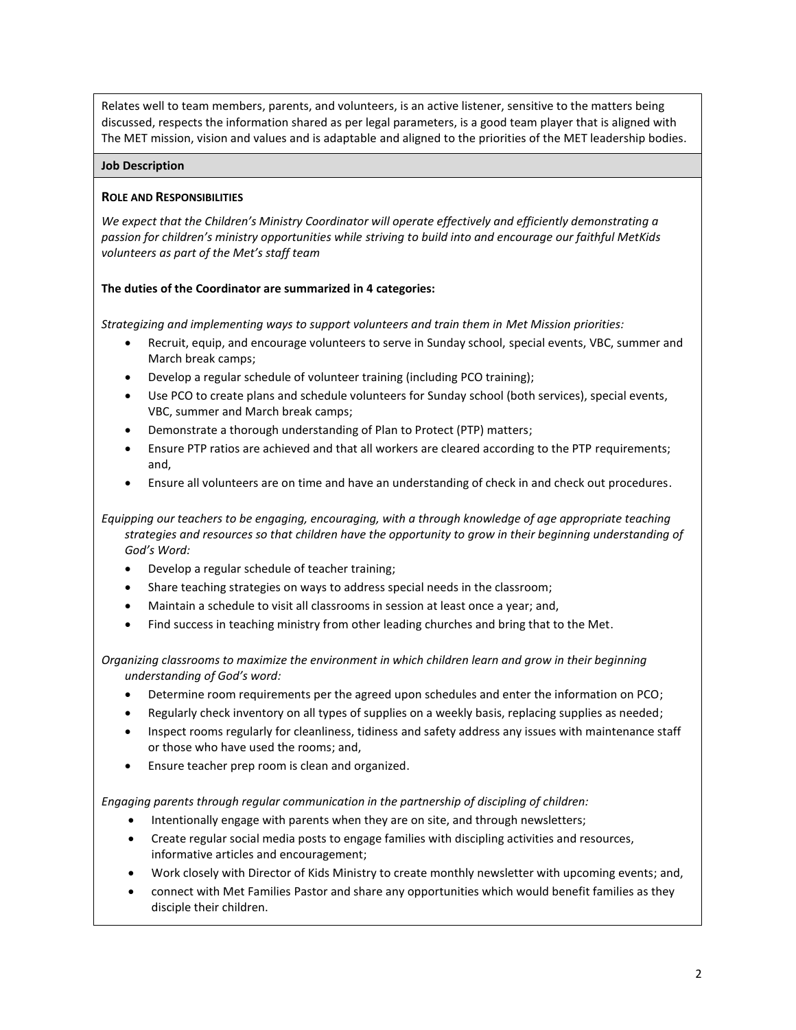Relates well to team members, parents, and volunteers, is an active listener, sensitive to the matters being discussed, respects the information shared as per legal parameters, is a good team player that is aligned with The MET mission, vision and values and is adaptable and aligned to the priorities of the MET leadership bodies.

**Job Description**

**ROLE AND RESPONSIBILITIES**

*We expect that the Children's Ministry Coordinator will operate effectively and efficiently demonstrating a passion for children's ministry opportunities while striving to build into and encourage our faithful MetKids volunteers as part of the Met's staff team*

**The duties of the Coordinator are summarized in 4 categories:**

*Strategizing and implementing ways to support volunteers and train them in Met Mission priorities:*

- Recruit, equip, and encourage volunteers to serve in Sunday school, special events, VBC, summer and March break camps;
- Develop a regular schedule of volunteer training (including PCO training);
- Use PCO to create plans and schedule volunteers for Sunday school (both services), special events, VBC, summer and March break camps;
- Demonstrate a thorough understanding of Plan to Protect (PTP) matters;
- Ensure PTP ratios are achieved and that all workers are cleared according to the PTP requirements; and,
- Ensure all volunteers are on time and have an understanding of check in and check out procedures.

*Equipping our teachers to be engaging, encouraging, with a through knowledge of age appropriate teaching strategies and resources so that children have the opportunity to grow in their beginning understanding of God's Word:*

- Develop a regular schedule of teacher training;
- Share teaching strategies on ways to address special needs in the classroom;
- Maintain a schedule to visit all classrooms in session at least once a year; and,
- Find success in teaching ministry from other leading churches and bring that to the Met.

*Organizing classrooms to maximize the environment in which children learn and grow in their beginning understanding of God's word:*

- Determine room requirements per the agreed upon schedules and enter the information on PCO;
- Regularly check inventory on all types of supplies on a weekly basis, replacing supplies as needed;
- Inspect rooms regularly for cleanliness, tidiness and safety address any issues with maintenance staff or those who have used the rooms; and,
- Ensure teacher prep room is clean and organized.

*Engaging parents through regular communication in the partnership of discipling of children:*

- Intentionally engage with parents when they are on site, and through newsletters;
- Create regular social media posts to engage families with discipling activities and resources, informative articles and encouragement;
- Work closely with Director of Kids Ministry to create monthly newsletter with upcoming events; and,
- connect with Met Families Pastor and share any opportunities which would benefit families as they disciple their children.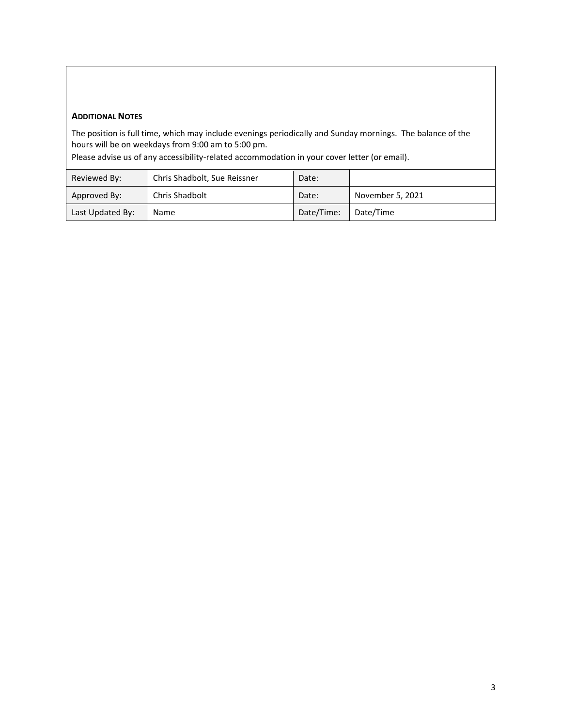### Additional Notes

The position is full time, which may include evenings periodically and Sunday mornings. The balance of the hours will be on weekdays from 9:00 am to 5:00 pm.

Please advise us of any accessibility-related accommodation in your cover letter (or email).

| | | | |
|---|---|---|---|
| Reviewed By: | Chris Shadbolt, Sue Reissner | Date: | |
| Approved By: | Chris Shadbolt | Date: | November 5, 2021 |
| Last Updated By: | Name | Date/Time: | Date/Time |